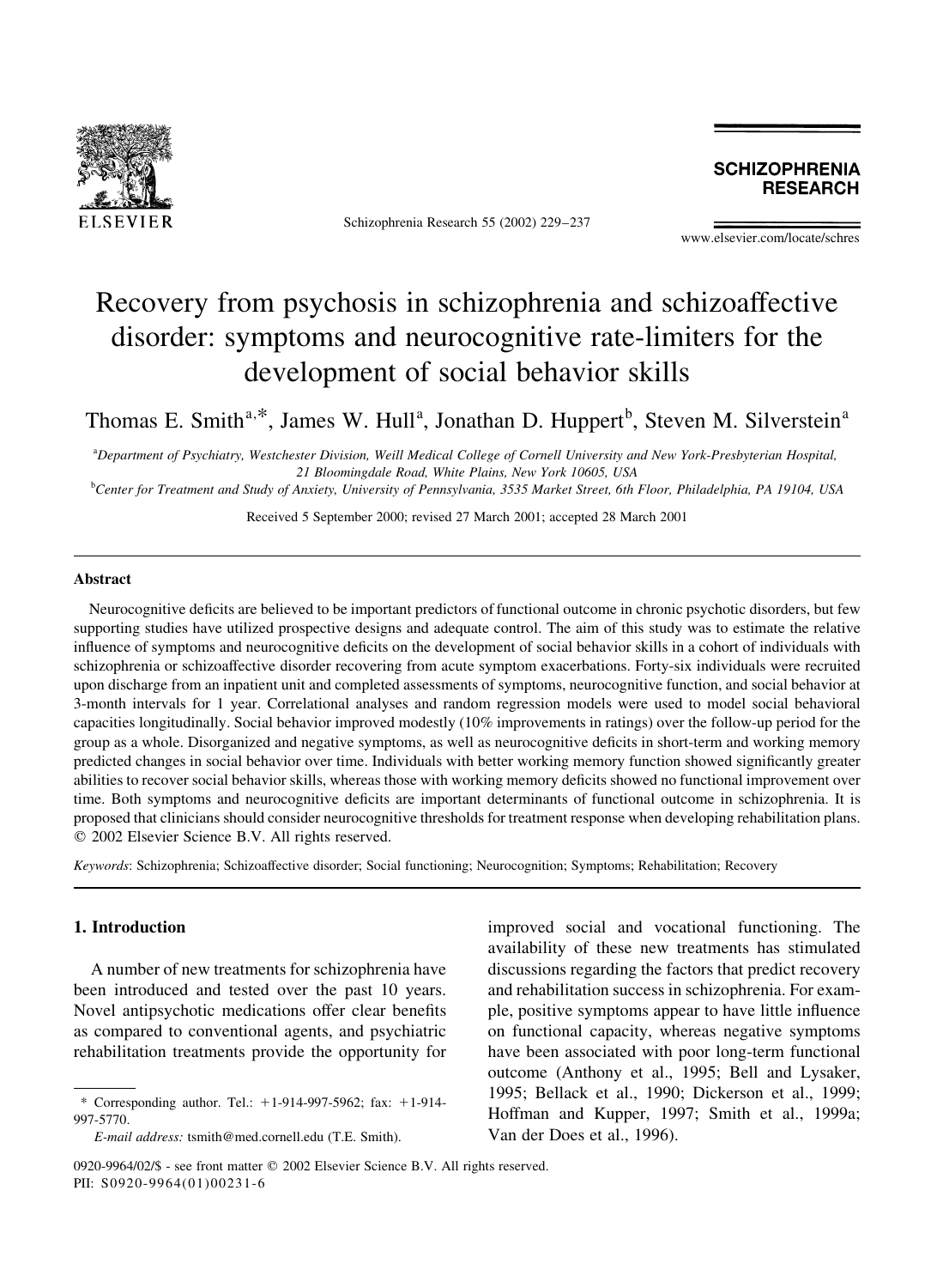# Recovery from psychosis in schizophrenia and schizoaffective disorder: symptoms and neurocognitive rate-limiters for the development of social behavior skills

Thomas E. Smith[a,*], James W. Hull[a], Jonathan D. Huppert[b], Steven M. Silverstein[a]

[a]Department of Psychiatry, Westchester Division, Weill Medical College of Cornell University and New York-Presbyterian Hospital, 21 Bloomingdale Road, White Plains, New York 10605, USA

[b]Center for Treatment and Study of Anxiety, University of Pennsylvania, 3535 Market Street, 6th Floor, Philadelphia, PA 19104, USA

Received 5 September 2000; revised 27 March 2001; accepted 28 March 2001

## Abstract

Neurocognitive deficits are believed to be important predictors of functional outcome in chronic psychotic disorders, but few supporting studies have utilized prospective designs and adequate control. The aim of this study was to estimate the relative influence of symptoms and neurocognitive deficits on the development of social behavior skills in a cohort of individuals with schizophrenia or schizoaffective disorder recovering from acute symptom exacerbations. Forty-six individuals were recruited upon discharge from an inpatient unit and completed assessments of symptoms, neurocognitive function, and social behavior at 3-month intervals for 1 year. Correlational analyses and random regression models were used to model social behavioral capacities longitudinally. Social behavior improved modestly (10% improvements in ratings) over the follow-up period for the group as a whole. Disorganized and negative symptoms, as well as neurocognitive deficits in short-term and working memory predicted changes in social behavior over time. Individuals with better working memory function showed significantly greater abilities to recover social behavior skills, whereas those with working memory deficits showed no functional improvement over time. Both symptoms and neurocognitive deficits are important determinants of functional outcome in schizophrenia. It is proposed that clinicians should consider neurocognitive thresholds for treatment response when developing rehabilitation plans.
© 2002 Elsevier Science B.V. All rights reserved.

*Keywords*: Schizophrenia; Schizoaffective disorder; Social functioning; Neurocognition; Symptoms; Rehabilitation; Recovery

## 1. Introduction

A number of new treatments for schizophrenia have been introduced and tested over the past 10 years. Novel antipsychotic medications offer clear benefits as compared to conventional agents, and psychiatric rehabilitation treatments provide the opportunity for improved social and vocational functioning. The availability of these new treatments has stimulated discussions regarding the factors that predict recovery and rehabilitation success in schizophrenia. For example, positive symptoms appear to have little influence on functional capacity, whereas negative symptoms have been associated with poor long-term functional outcome (Anthony et al., 1995; Bell and Lysaker, 1995; Bellack et al., 1990; Dickerson et al., 1999; Hoffman and Kupper, 1997; Smith et al., 1999a; Van der Does et al., 1996).

\* Corresponding author. Tel.: +1-914-997-5962; fax: +1-914-997-5770.

*E-mail address:* tsmith@med.cornell.edu (T.E. Smith).

0920-9964/02/$ - see front matter © 2002 Elsevier Science B.V. All rights reserved.
PII: S0920-9964(01)00231-6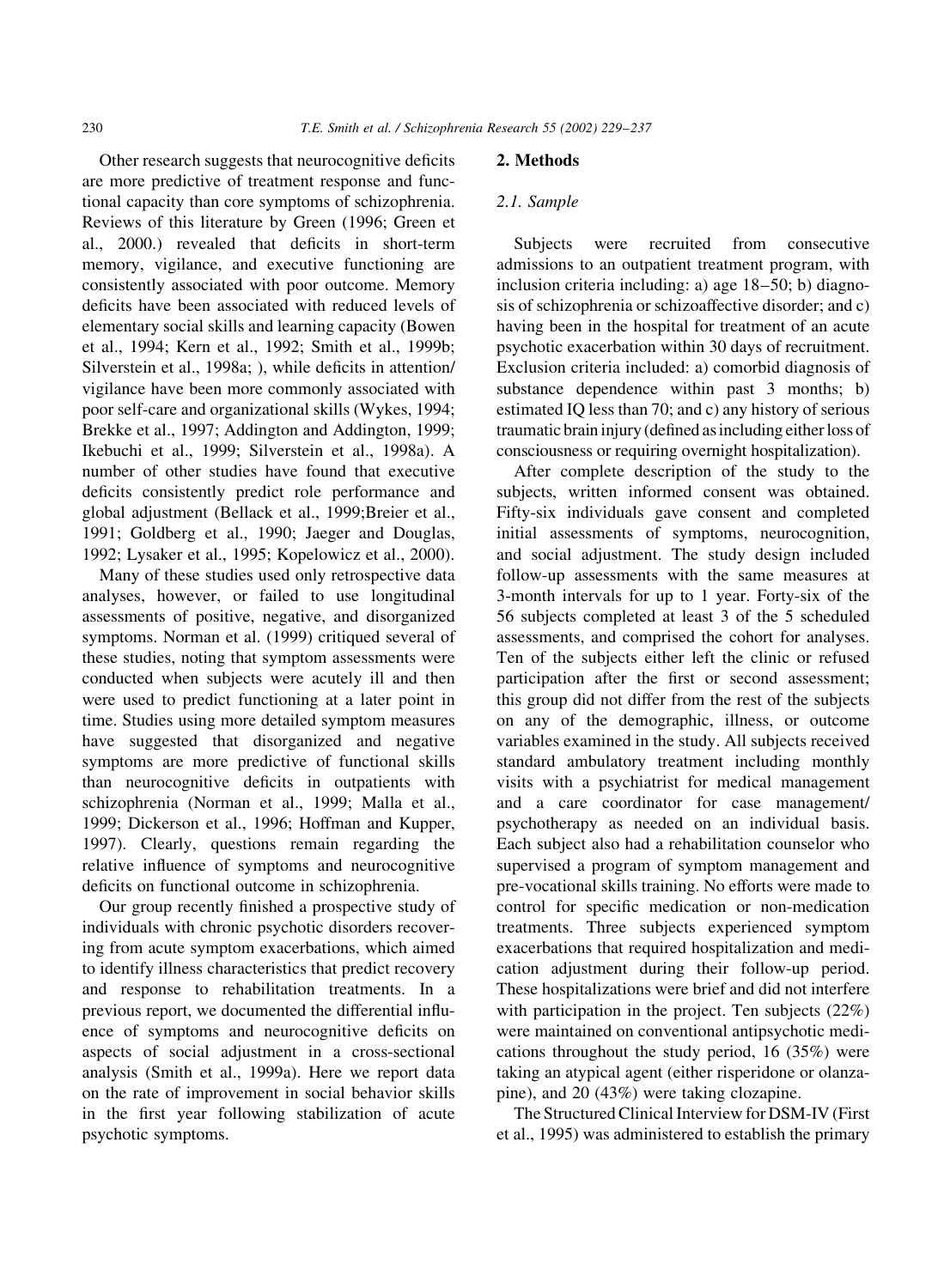Other research suggests that neurocognitive deficits are more predictive of treatment response and functional capacity than core symptoms of schizophrenia. Reviews of this literature by Green (1996; Green et al., 2000.) revealed that deficits in short-term memory, vigilance, and executive functioning are consistently associated with poor outcome. Memory deficits have been associated with reduced levels of elementary social skills and learning capacity (Bowen et al., 1994; Kern et al., 1992; Smith et al., 1999b; Silverstein et al., 1998a; ), while deficits in attention/vigilance have been more commonly associated with poor self-care and organizational skills (Wykes, 1994; Brekke et al., 1997; Addington and Addington, 1999; Ikebuchi et al., 1999; Silverstein et al., 1998a). A number of other studies have found that executive deficits consistently predict role performance and global adjustment (Bellack et al., 1999;Breier et al., 1991; Goldberg et al., 1990; Jaeger and Douglas, 1992; Lysaker et al., 1995; Kopelowicz et al., 2000).

Many of these studies used only retrospective data analyses, however, or failed to use longitudinal assessments of positive, negative, and disorganized symptoms. Norman et al. (1999) critiqued several of these studies, noting that symptom assessments were conducted when subjects were acutely ill and then were used to predict functioning at a later point in time. Studies using more detailed symptom measures have suggested that disorganized and negative symptoms are more predictive of functional skills than neurocognitive deficits in outpatients with schizophrenia (Norman et al., 1999; Malla et al., 1999; Dickerson et al., 1996; Hoffman and Kupper, 1997). Clearly, questions remain regarding the relative influence of symptoms and neurocognitive deficits on functional outcome in schizophrenia.

Our group recently finished a prospective study of individuals with chronic psychotic disorders recovering from acute symptom exacerbations, which aimed to identify illness characteristics that predict recovery and response to rehabilitation treatments. In a previous report, we documented the differential influence of symptoms and neurocognitive deficits on aspects of social adjustment in a cross-sectional analysis (Smith et al., 1999a). Here we report data on the rate of improvement in social behavior skills in the first year following stabilization of acute psychotic symptoms.

## 2. Methods

### 2.1. Sample

Subjects were recruited from consecutive admissions to an outpatient treatment program, with inclusion criteria including: a) age 18–50; b) diagnosis of schizophrenia or schizoaffective disorder; and c) having been in the hospital for treatment of an acute psychotic exacerbation within 30 days of recruitment. Exclusion criteria included: a) comorbid diagnosis of substance dependence within past 3 months; b) estimated IQ less than 70; and c) any history of serious traumatic brain injury (defined as including either loss of consciousness or requiring overnight hospitalization).

After complete description of the study to the subjects, written informed consent was obtained. Fifty-six individuals gave consent and completed initial assessments of symptoms, neurocognition, and social adjustment. The study design included follow-up assessments with the same measures at 3-month intervals for up to 1 year. Forty-six of the 56 subjects completed at least 3 of the 5 scheduled assessments, and comprised the cohort for analyses. Ten of the subjects either left the clinic or refused participation after the first or second assessment; this group did not differ from the rest of the subjects on any of the demographic, illness, or outcome variables examined in the study. All subjects received standard ambulatory treatment including monthly visits with a psychiatrist for medical management and a care coordinator for case management/psychotherapy as needed on an individual basis. Each subject also had a rehabilitation counselor who supervised a program of symptom management and pre-vocational skills training. No efforts were made to control for specific medication or non-medication treatments. Three subjects experienced symptom exacerbations that required hospitalization and medication adjustment during their follow-up period. These hospitalizations were brief and did not interfere with participation in the project. Ten subjects (22%) were maintained on conventional antipsychotic medications throughout the study period, 16 (35%) were taking an atypical agent (either risperidone or olanzapine), and 20 (43%) were taking clozapine.

The Structured Clinical Interview for DSM-IV (First et al., 1995) was administered to establish the primary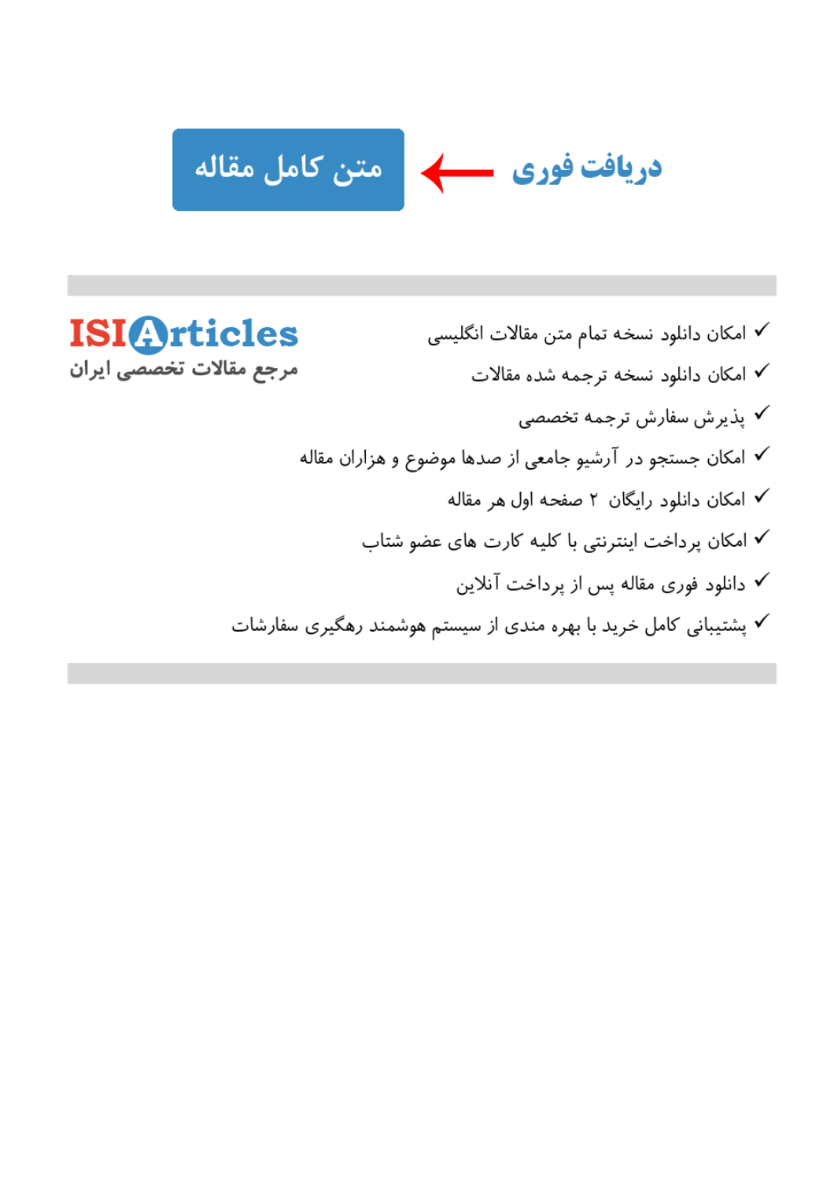دریافت فوری ← **متن کامل مقاله**

**ISIArticles**
مرجع مقالات تخصصی ایران

- ✓ امکان دانلود نسخه تمام متن مقالات انگلیسی
- ✓ امکان دانلود نسخه ترجمه شده مقالات
- ✓ پذیرش سفارش ترجمه تخصصی
- ✓ امکان جستجو در آرشیو جامعی از صدها موضوع و هزاران مقاله
- ✓ امکان دانلود رایگان ۲ صفحه اول هر مقاله
- ✓ امکان پرداخت اینترنتی با کلیه کارت های عضو شتاب
- ✓ دانلود فوری مقاله پس از پرداخت آنلاین
- ✓ پشتیبانی کامل خرید با بهره مندی از سیستم هوشمند رهگیری سفارشات